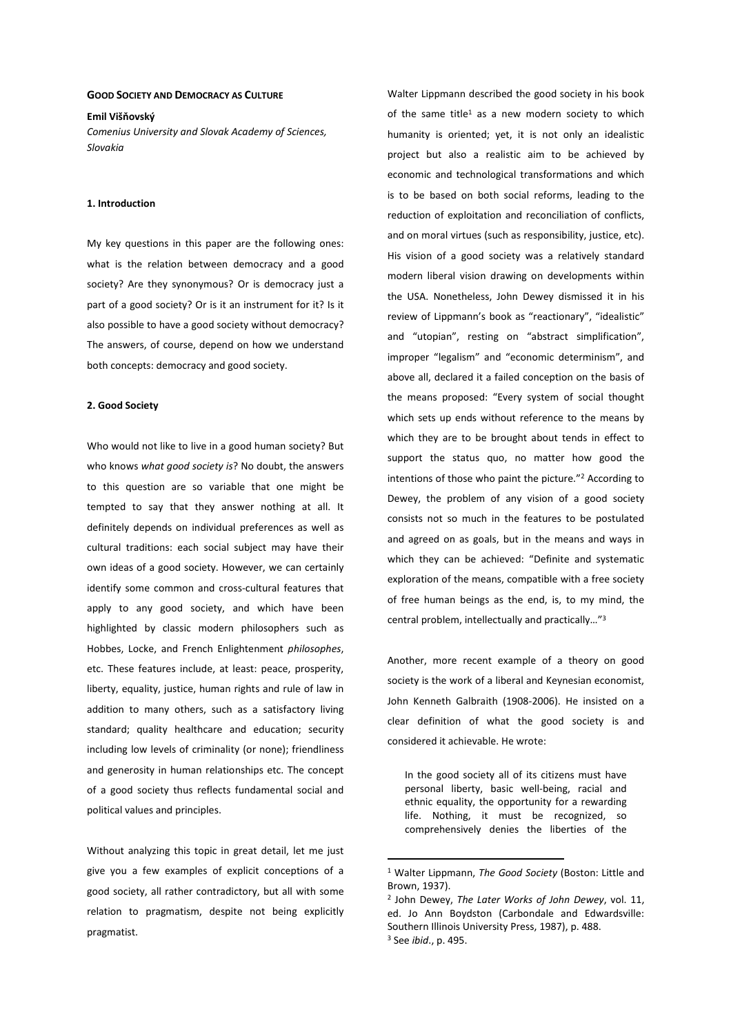# GOOD SOCIETY AND DEMOCRACY AS CULTURE

**Emil Višňovský**

*Comenius University and Slovak Academy of Sciences, Slovakia*

## 1. Introduction

My key questions in this paper are the following ones: what is the relation between democracy and a good society? Are they synonymous? Or is democracy just a part of a good society? Or is it an instrument for it? Is it also possible to have a good society without democracy? The answers, of course, depend on how we understand both concepts: democracy and good society.

## 2. Good Society

Who would not like to live in a good human society? But who knows *what good society is*? No doubt, the answers to this question are so variable that one might be tempted to say that they answer nothing at all. It definitely depends on individual preferences as well as cultural traditions: each social subject may have their own ideas of a good society. However, we can certainly identify some common and cross-cultural features that apply to any good society, and which have been highlighted by classic modern philosophers such as Hobbes, Locke, and French Enlightenment *philosophes*, etc. These features include, at least: peace, prosperity, liberty, equality, justice, human rights and rule of law in addition to many others, such as a satisfactory living standard; quality healthcare and education; security including low levels of criminality (or none); friendliness and generosity in human relationships etc. The concept of a good society thus reflects fundamental social and political values and principles.

Without analyzing this topic in great detail, let me just give you a few examples of explicit conceptions of a good society, all rather contradictory, but all with some relation to pragmatism, despite not being explicitly pragmatist.

Walter Lippmann described the good society in his book of the same title[1] as a new modern society to which humanity is oriented; yet, it is not only an idealistic project but also a realistic aim to be achieved by economic and technological transformations and which is to be based on both social reforms, leading to the reduction of exploitation and reconciliation of conflicts, and on moral virtues (such as responsibility, justice, etc). His vision of a good society was a relatively standard modern liberal vision drawing on developments within the USA. Nonetheless, John Dewey dismissed it in his review of Lippmann's book as "reactionary", "idealistic" and "utopian", resting on "abstract simplification", improper "legalism" and "economic determinism", and above all, declared it a failed conception on the basis of the means proposed: "Every system of social thought which sets up ends without reference to the means by which they are to be brought about tends in effect to support the status quo, no matter how good the intentions of those who paint the picture."[2] According to Dewey, the problem of any vision of a good society consists not so much in the features to be postulated and agreed on as goals, but in the means and ways in which they can be achieved: "Definite and systematic exploration of the means, compatible with a free society of free human beings as the end, is, to my mind, the central problem, intellectually and practically…"[3]

Another, more recent example of a theory on good society is the work of a liberal and Keynesian economist, John Kenneth Galbraith (1908-2006). He insisted on a clear definition of what the good society is and considered it achievable. He wrote:

> In the good society all of its citizens must have personal liberty, basic well-being, racial and ethnic equality, the opportunity for a rewarding life. Nothing, it must be recognized, so comprehensively denies the liberties of the

---

[1] Walter Lippmann, *The Good Society* (Boston: Little and Brown, 1937).

[2] John Dewey, *The Later Works of John Dewey*, vol. 11, ed. Jo Ann Boydston (Carbondale and Edwardsville: Southern Illinois University Press, 1987), p. 488.

[3] See *ibid*., p. 495.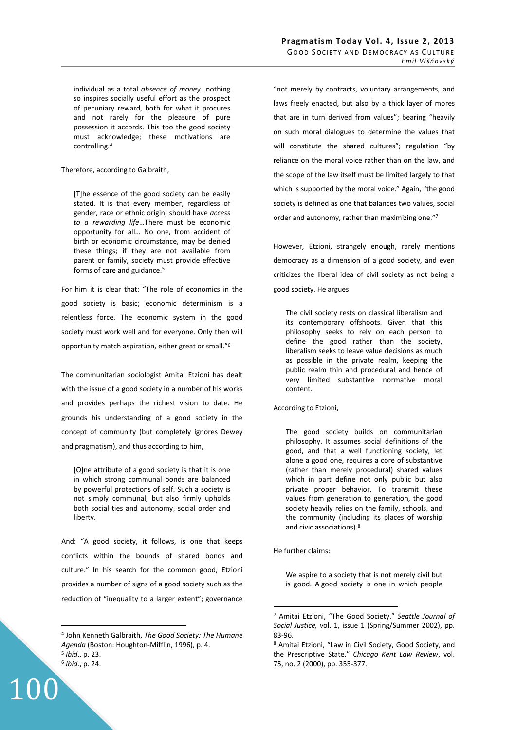> individual as a total *absence of money*…nothing so inspires socially useful effort as the prospect of pecuniary reward, both for what it procures and not rarely for the pleasure of pure possession it accords. This too the good society must acknowledge; these motivations are controlling.[4]

Therefore, according to Galbraith,

> [T]he essence of the good society can be easily stated. It is that every member, regardless of gender, race or ethnic origin, should have *access to a rewarding life*…There must be economic opportunity for all… No one, from accident of birth or economic circumstance, may be denied these things; if they are not available from parent or family, society must provide effective forms of care and guidance.[5]

For him it is clear that: "The role of economics in the good society is basic; economic determinism is a relentless force. The economic system in the good society must work well and for everyone. Only then will opportunity match aspiration, either great or small."[6]

The communitarian sociologist Amitai Etzioni has dealt with the issue of a good society in a number of his works and provides perhaps the richest vision to date. He grounds his understanding of a good society in the concept of community (but completely ignores Dewey and pragmatism), and thus according to him,

> [O]ne attribute of a good society is that it is one in which strong communal bonds are balanced by powerful protections of self. Such a society is not simply communal, but also firmly upholds both social ties and autonomy, social order and liberty.

And: "A good society, it follows, is one that keeps conflicts within the bounds of shared bonds and culture." In his search for the common good, Etzioni provides a number of signs of a good society such as the reduction of "inequality to a larger extent"; governance "not merely by contracts, voluntary arrangements, and laws freely enacted, but also by a thick layer of mores that are in turn derived from values"; bearing "heavily on such moral dialogues to determine the values that will constitute the shared cultures"; regulation "by reliance on the moral voice rather than on the law, and the scope of the law itself must be limited largely to that which is supported by the moral voice." Again, "the good society is defined as one that balances two values, social order and autonomy, rather than maximizing one."[7]

However, Etzioni, strangely enough, rarely mentions democracy as a dimension of a good society, and even criticizes the liberal idea of civil society as not being a good society. He argues:

> The civil society rests on classical liberalism and its contemporary offshoots. Given that this philosophy seeks to rely on each person to define the good rather than the society, liberalism seeks to leave value decisions as much as possible in the private realm, keeping the public realm thin and procedural and hence of very limited substantive normative moral content.

According to Etzioni,

> The good society builds on communitarian philosophy. It assumes social definitions of the good, and that a well functioning society, let alone a good one, requires a core of substantive (rather than merely procedural) shared values which in part define not only public but also private proper behavior. To transmit these values from generation to generation, the good society heavily relies on the family, schools, and the community (including its places of worship and civic associations).[8]

He further claims:

> We aspire to a society that is not merely civil but is good. A good society is one in which people

---

[4] John Kenneth Galbraith, *The Good Society: The Humane Agenda* (Boston: Houghton-Mifflin, 1996), p. 4.

[5] *Ibid*., p. 23.

[6] *Ibid*., p. 24.

[7] Amitai Etzioni, "The Good Society." *Seattle Journal of Social Justice,* vol. 1, issue 1 (Spring/Summer 2002), pp. 83-96.

[8] Amitai Etzioni, "Law in Civil Society, Good Society, and the Prescriptive State," *Chicago Kent Law Review*, vol. 75, no. 2 (2000), pp. 355-377.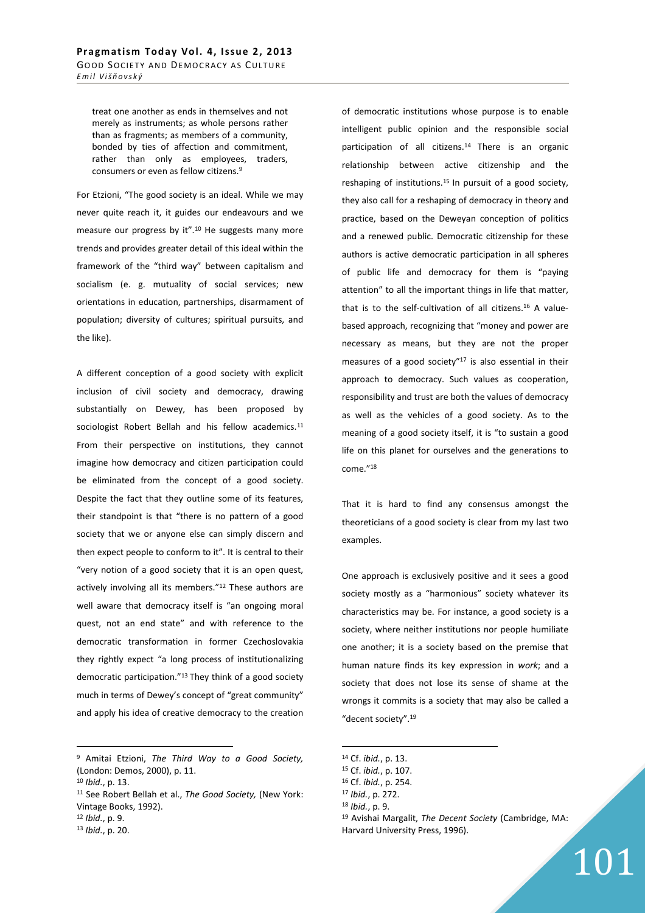> treat one another as ends in themselves and not merely as instruments; as whole persons rather than as fragments; as members of a community, bonded by ties of affection and commitment, rather than only as employees, traders, consumers or even as fellow citizens.[9]

For Etzioni, "The good society is an ideal. While we may never quite reach it, it guides our endeavours and we measure our progress by it".[10] He suggests many more trends and provides greater detail of this ideal within the framework of the "third way" between capitalism and socialism (e. g. mutuality of social services; new orientations in education, partnerships, disarmament of population; diversity of cultures; spiritual pursuits, and the like).

A different conception of a good society with explicit inclusion of civil society and democracy, drawing substantially on Dewey, has been proposed by sociologist Robert Bellah and his fellow academics.[11] From their perspective on institutions, they cannot imagine how democracy and citizen participation could be eliminated from the concept of a good society. Despite the fact that they outline some of its features, their standpoint is that "there is no pattern of a good society that we or anyone else can simply discern and then expect people to conform to it". It is central to their "very notion of a good society that it is an open quest, actively involving all its members."[12] These authors are well aware that democracy itself is "an ongoing moral quest, not an end state" and with reference to the democratic transformation in former Czechoslovakia they rightly expect "a long process of institutionalizing democratic participation."[13] They think of a good society much in terms of Dewey's concept of "great community" and apply his idea of creative democracy to the creation of democratic institutions whose purpose is to enable intelligent public opinion and the responsible social participation of all citizens.[14] There is an organic relationship between active citizenship and the reshaping of institutions.[15] In pursuit of a good society, they also call for a reshaping of democracy in theory and practice, based on the Deweyan conception of politics and a renewed public. Democratic citizenship for these authors is active democratic participation in all spheres of public life and democracy for them is "paying attention" to all the important things in life that matter, that is to the self-cultivation of all citizens.[16] A value-based approach, recognizing that "money and power are necessary as means, but they are not the proper measures of a good society"[17] is also essential in their approach to democracy. Such values as cooperation, responsibility and trust are both the values of democracy as well as the vehicles of a good society. As to the meaning of a good society itself, it is "to sustain a good life on this planet for ourselves and the generations to come."[18]

That it is hard to find any consensus amongst the theoreticians of a good society is clear from my last two examples.

One approach is exclusively positive and it sees a good society mostly as a "harmonious" society whatever its characteristics may be. For instance, a good society is a society, where neither institutions nor people humiliate one another; it is a society based on the premise that human nature finds its key expression in *work*; and a society that does not lose its sense of shame at the wrongs it commits is a society that may also be called a "decent society".[19]

---

[9] Amitai Etzioni, *The Third Way to a Good Society,* (London: Demos, 2000), p. 11.

[10] *Ibid.*, p. 13.

[11] See Robert Bellah et al., *The Good Society,* (New York: Vintage Books, 1992).

[12] *Ibid.*, p. 9.

[13] *Ibid.*, p. 20.

[14] Cf. *ibid.*, p. 13.

[15] Cf. *ibid.*, p. 107.

[16] Cf. *ibid.*, p. 254.

[17] *Ibid.*, p. 272.

[18] *Ibid.*, p. 9.

[19] Avishai Margalit, *The Decent Society* (Cambridge, MA: Harvard University Press, 1996).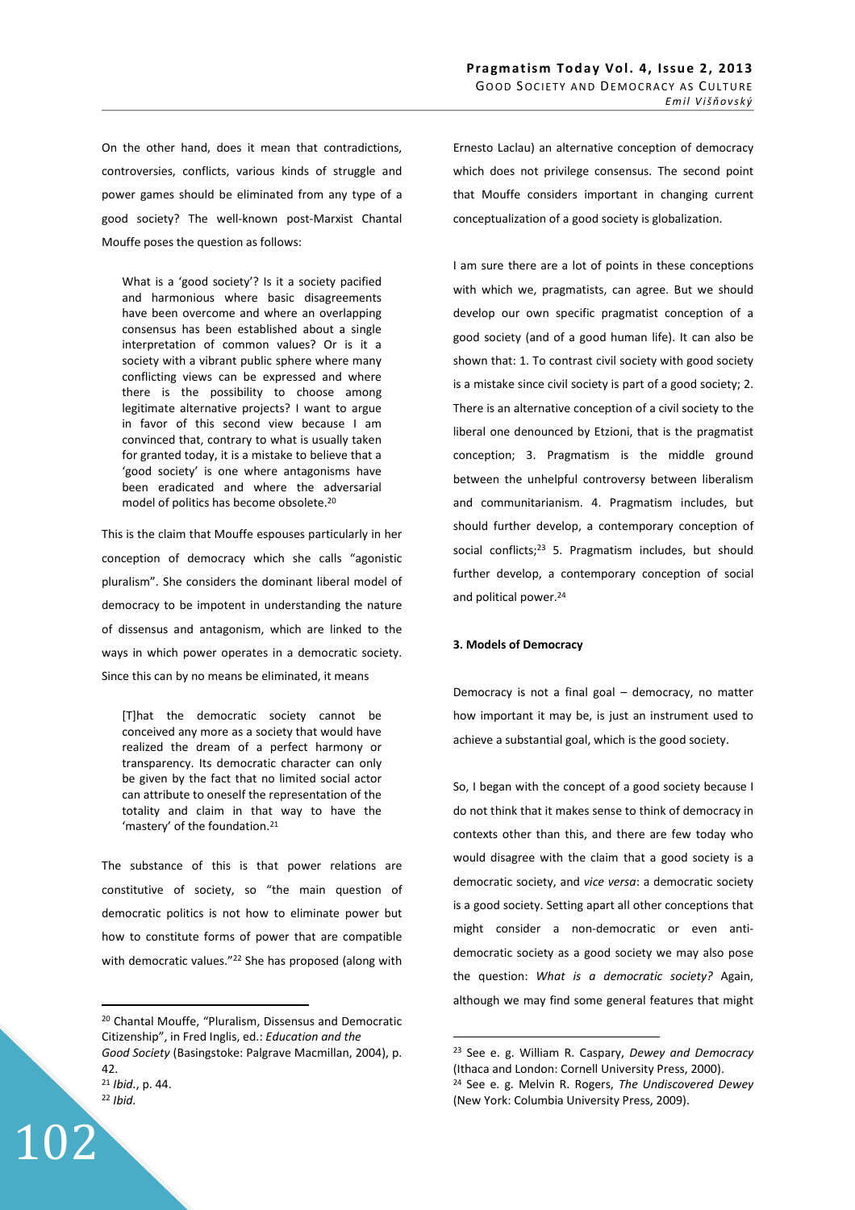On the other hand, does it mean that contradictions, controversies, conflicts, various kinds of struggle and power games should be eliminated from any type of a good society? The well-known post-Marxist Chantal Mouffe poses the question as follows:

> What is a 'good society'? Is it a society pacified and harmonious where basic disagreements have been overcome and where an overlapping consensus has been established about a single interpretation of common values? Or is it a society with a vibrant public sphere where many conflicting views can be expressed and where there is the possibility to choose among legitimate alternative projects? I want to argue in favor of this second view because I am convinced that, contrary to what is usually taken for granted today, it is a mistake to believe that a 'good society' is one where antagonisms have been eradicated and where the adversarial model of politics has become obsolete.[20]

This is the claim that Mouffe espouses particularly in her conception of democracy which she calls "agonistic pluralism". She considers the dominant liberal model of democracy to be impotent in understanding the nature of dissensus and antagonism, which are linked to the ways in which power operates in a democratic society. Since this can by no means be eliminated, it means

> [T]hat the democratic society cannot be conceived any more as a society that would have realized the dream of a perfect harmony or transparency. Its democratic character can only be given by the fact that no limited social actor can attribute to oneself the representation of the totality and claim in that way to have the 'mastery' of the foundation.[21]

The substance of this is that power relations are constitutive of society, so "the main question of democratic politics is not how to eliminate power but how to constitute forms of power that are compatible with democratic values."[22] She has proposed (along with Ernesto Laclau) an alternative conception of democracy which does not privilege consensus. The second point that Mouffe considers important in changing current conceptualization of a good society is globalization.

I am sure there are a lot of points in these conceptions with which we, pragmatists, can agree. But we should develop our own specific pragmatist conception of a good society (and of a good human life). It can also be shown that: 1. To contrast civil society with good society is a mistake since civil society is part of a good society; 2. There is an alternative conception of a civil society to the liberal one denounced by Etzioni, that is the pragmatist conception; 3. Pragmatism is the middle ground between the unhelpful controversy between liberalism and communitarianism. 4. Pragmatism includes, but should further develop, a contemporary conception of social conflicts;[23] 5. Pragmatism includes, but should further develop, a contemporary conception of social and political power.[24]

### 3. Models of Democracy

Democracy is not a final goal – democracy, no matter how important it may be, is just an instrument used to achieve a substantial goal, which is the good society.

So, I began with the concept of a good society because I do not think that it makes sense to think of democracy in contexts other than this, and there are few today who would disagree with the claim that a good society is a democratic society, and *vice versa*: a democratic society is a good society. Setting apart all other conceptions that might consider a non-democratic or even anti-democratic society as a good society we may also pose the question: *What is a democratic society?* Again, although we may find some general features that might

---

[20] Chantal Mouffe, "Pluralism, Dissensus and Democratic Citizenship", in Fred Inglis, ed.: *Education and the Good Society* (Basingstoke: Palgrave Macmillan, 2004), p. 42.

[21] *Ibid.*, p. 44.

[22] *Ibid.*

[23] See e. g. William R. Caspary, *Dewey and Democracy* (Ithaca and London: Cornell University Press, 2000).

[24] See e. g. Melvin R. Rogers, *The Undiscovered Dewey* (New York: Columbia University Press, 2009).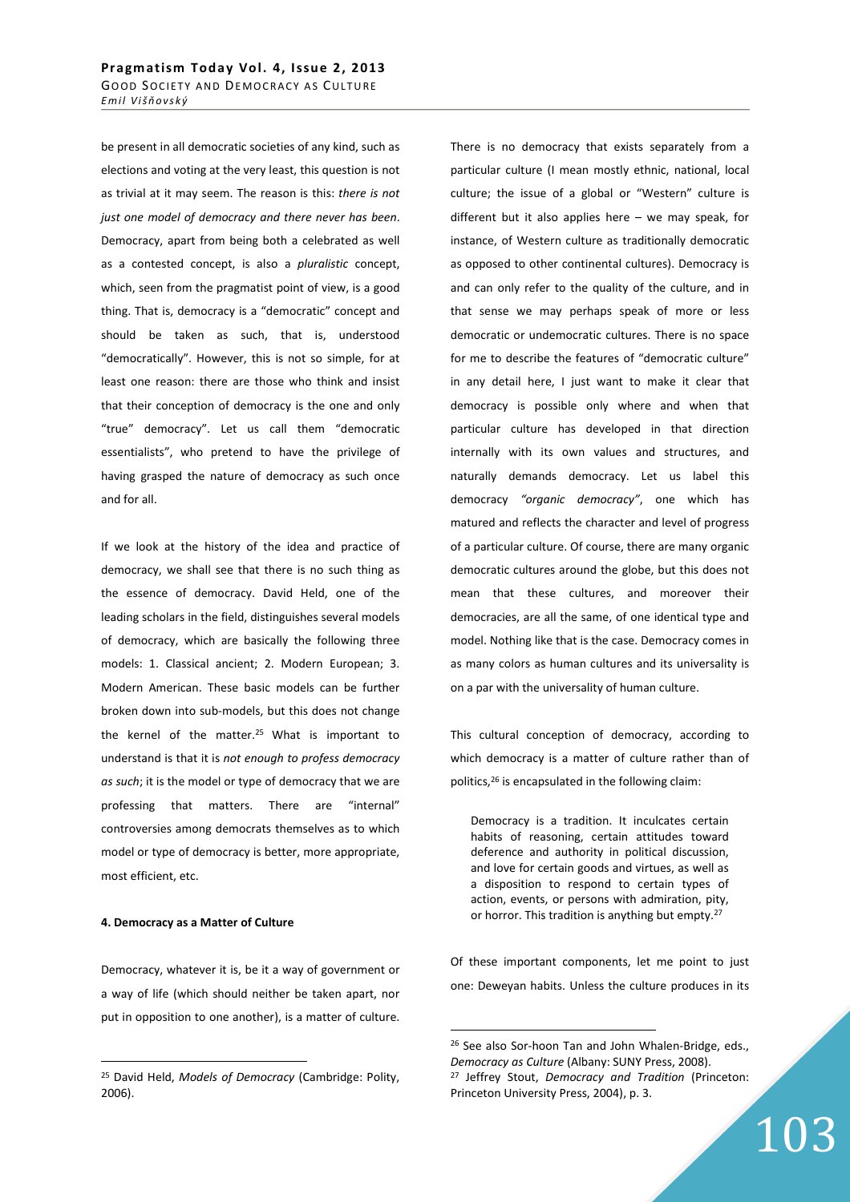be present in all democratic societies of any kind, such as elections and voting at the very least, this question is not as trivial at it may seem. The reason is this: *there is not just one model of democracy and there never has been*. Democracy, apart from being both a celebrated as well as a contested concept, is also a *pluralistic* concept, which, seen from the pragmatist point of view, is a good thing. That is, democracy is a "democratic" concept and should be taken as such, that is, understood "democratically". However, this is not so simple, for at least one reason: there are those who think and insist that their conception of democracy is the one and only "true" democracy". Let us call them "democratic essentialists", who pretend to have the privilege of having grasped the nature of democracy as such once and for all.

If we look at the history of the idea and practice of democracy, we shall see that there is no such thing as the essence of democracy. David Held, one of the leading scholars in the field, distinguishes several models of democracy, which are basically the following three models: 1. Classical ancient; 2. Modern European; 3. Modern American. These basic models can be further broken down into sub-models, but this does not change the kernel of the matter.[25] What is important to understand is that it is *not enough to profess democracy as such*; it is the model or type of democracy that we are professing that matters. There are "internal" controversies among democrats themselves as to which model or type of democracy is better, more appropriate, most efficient, etc.

#### 4. Democracy as a Matter of Culture

Democracy, whatever it is, be it a way of government or a way of life (which should neither be taken apart, nor put in opposition to one another), is a matter of culture. There is no democracy that exists separately from a particular culture (I mean mostly ethnic, national, local culture; the issue of a global or "Western" culture is different but it also applies here – we may speak, for instance, of Western culture as traditionally democratic as opposed to other continental cultures). Democracy is and can only refer to the quality of the culture, and in that sense we may perhaps speak of more or less democratic or undemocratic cultures. There is no space for me to describe the features of "democratic culture" in any detail here, I just want to make it clear that democracy is possible only where and when that particular culture has developed in that direction internally with its own values and structures, and naturally demands democracy. Let us label this democracy *"organic democracy"*, one which has matured and reflects the character and level of progress of a particular culture. Of course, there are many organic democratic cultures around the globe, but this does not mean that these cultures, and moreover their democracies, are all the same, of one identical type and model. Nothing like that is the case. Democracy comes in as many colors as human cultures and its universality is on a par with the universality of human culture.

This cultural conception of democracy, according to which democracy is a matter of culture rather than of politics,[26] is encapsulated in the following claim:

> Democracy is a tradition. It inculcates certain habits of reasoning, certain attitudes toward deference and authority in political discussion, and love for certain goods and virtues, as well as a disposition to respond to certain types of action, events, or persons with admiration, pity, or horror. This tradition is anything but empty.[27]

Of these important components, let me point to just one: Deweyan habits. Unless the culture produces in its

---

[25] David Held, *Models of Democracy* (Cambridge: Polity, 2006).

[26] See also Sor-hoon Tan and John Whalen-Bridge, eds., *Democracy as Culture* (Albany: SUNY Press, 2008).

[27] Jeffrey Stout, *Democracy and Tradition* (Princeton: Princeton University Press, 2004), p. 3.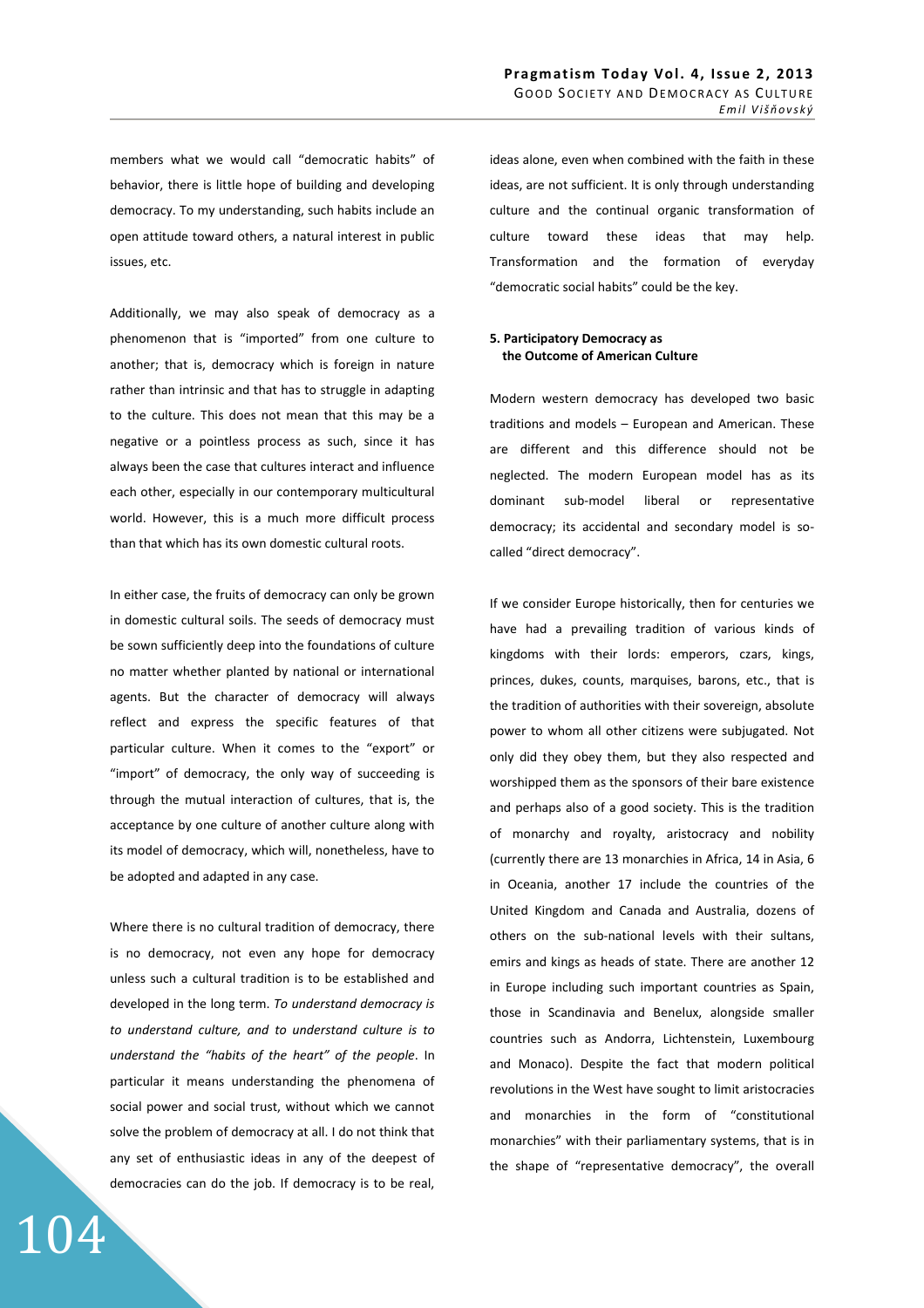members what we would call "democratic habits" of behavior, there is little hope of building and developing democracy. To my understanding, such habits include an open attitude toward others, a natural interest in public issues, etc.

Additionally, we may also speak of democracy as a phenomenon that is "imported" from one culture to another; that is, democracy which is foreign in nature rather than intrinsic and that has to struggle in adapting to the culture. This does not mean that this may be a negative or a pointless process as such, since it has always been the case that cultures interact and influence each other, especially in our contemporary multicultural world. However, this is a much more difficult process than that which has its own domestic cultural roots.

In either case, the fruits of democracy can only be grown in domestic cultural soils. The seeds of democracy must be sown sufficiently deep into the foundations of culture no matter whether planted by national or international agents. But the character of democracy will always reflect and express the specific features of that particular culture. When it comes to the "export" or "import" of democracy, the only way of succeeding is through the mutual interaction of cultures, that is, the acceptance by one culture of another culture along with its model of democracy, which will, nonetheless, have to be adopted and adapted in any case.

Where there is no cultural tradition of democracy, there is no democracy, not even any hope for democracy unless such a cultural tradition is to be established and developed in the long term. *To understand democracy is to understand culture, and to understand culture is to understand the "habits of the heart" of the people*. In particular it means understanding the phenomena of social power and social trust, without which we cannot solve the problem of democracy at all. I do not think that any set of enthusiastic ideas in any of the deepest of democracies can do the job. If democracy is to be real, ideas alone, even when combined with the faith in these ideas, are not sufficient. It is only through understanding culture and the continual organic transformation of culture toward these ideas that may help. Transformation and the formation of everyday "democratic social habits" could be the key.

### 5. Participatory Democracy as the Outcome of American Culture

Modern western democracy has developed two basic traditions and models – European and American. These are different and this difference should not be neglected. The modern European model has as its dominant sub-model liberal or representative democracy; its accidental and secondary model is so-called "direct democracy".

If we consider Europe historically, then for centuries we have had a prevailing tradition of various kinds of kingdoms with their lords: emperors, czars, kings, princes, dukes, counts, marquises, barons, etc., that is the tradition of authorities with their sovereign, absolute power to whom all other citizens were subjugated. Not only did they obey them, but they also respected and worshipped them as the sponsors of their bare existence and perhaps also of a good society. This is the tradition of monarchy and royalty, aristocracy and nobility (currently there are 13 monarchies in Africa, 14 in Asia, 6 in Oceania, another 17 include the countries of the United Kingdom and Canada and Australia, dozens of others on the sub-national levels with their sultans, emirs and kings as heads of state. There are another 12 in Europe including such important countries as Spain, those in Scandinavia and Benelux, alongside smaller countries such as Andorra, Lichtenstein, Luxembourg and Monaco). Despite the fact that modern political revolutions in the West have sought to limit aristocracies and monarchies in the form of "constitutional monarchies" with their parliamentary systems, that is in the shape of "representative democracy", the overall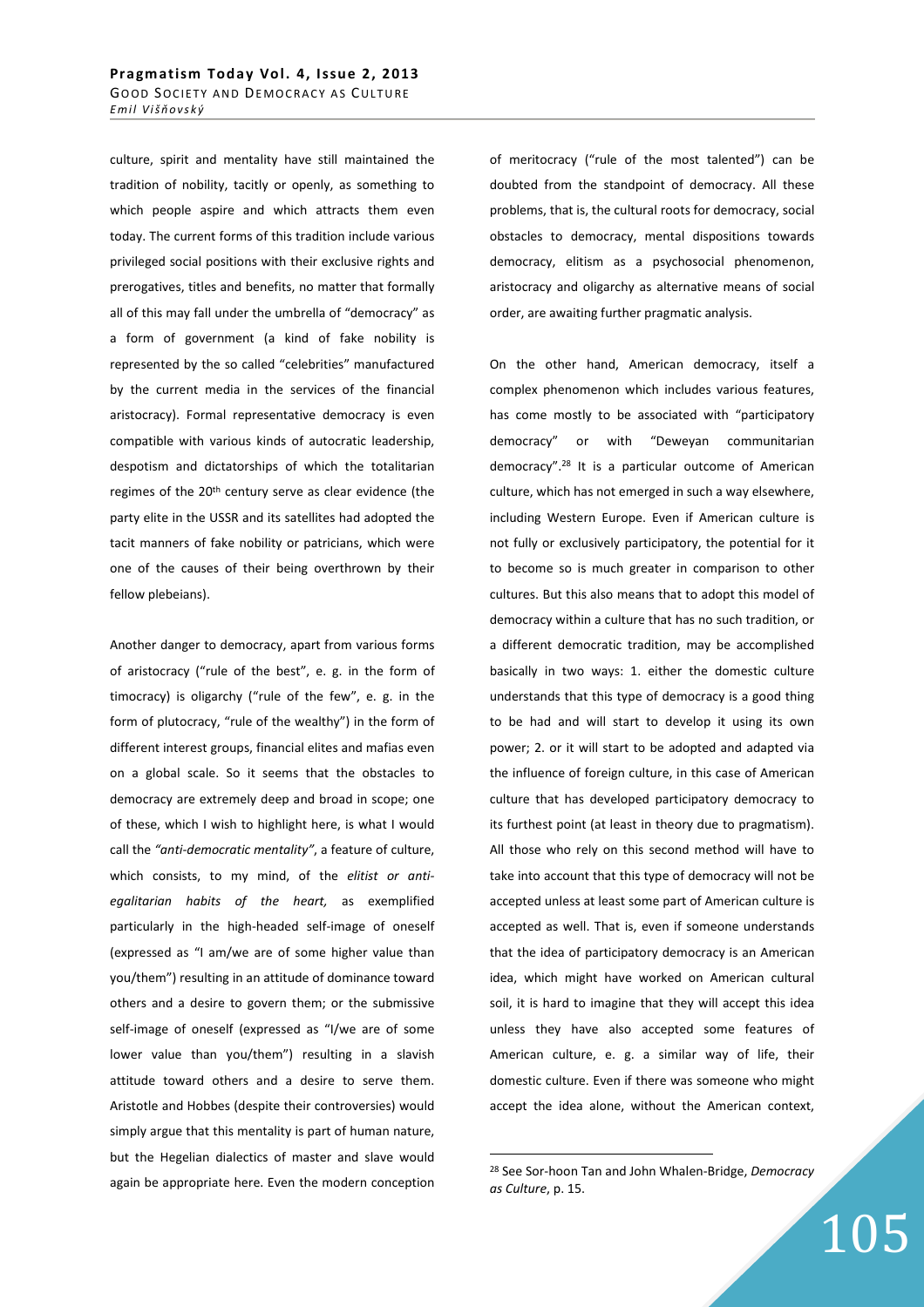culture, spirit and mentality have still maintained the tradition of nobility, tacitly or openly, as something to which people aspire and which attracts them even today. The current forms of this tradition include various privileged social positions with their exclusive rights and prerogatives, titles and benefits, no matter that formally all of this may fall under the umbrella of "democracy" as a form of government (a kind of fake nobility is represented by the so called "celebrities" manufactured by the current media in the services of the financial aristocracy). Formal representative democracy is even compatible with various kinds of autocratic leadership, despotism and dictatorships of which the totalitarian regimes of the 20th century serve as clear evidence (the party elite in the USSR and its satellites had adopted the tacit manners of fake nobility or patricians, which were one of the causes of their being overthrown by their fellow plebeians).

Another danger to democracy, apart from various forms of aristocracy ("rule of the best", e. g. in the form of timocracy) is oligarchy ("rule of the few", e. g. in the form of plutocracy, "rule of the wealthy") in the form of different interest groups, financial elites and mafias even on a global scale. So it seems that the obstacles to democracy are extremely deep and broad in scope; one of these, which I wish to highlight here, is what I would call the *"anti-democratic mentality"*, a feature of culture, which consists, to my mind, of the *elitist or anti-egalitarian habits of the heart,* as exemplified particularly in the high-headed self-image of oneself (expressed as "I am/we are of some higher value than you/them") resulting in an attitude of dominance toward others and a desire to govern them; or the submissive self-image of oneself (expressed as "I/we are of some lower value than you/them") resulting in a slavish attitude toward others and a desire to serve them. Aristotle and Hobbes (despite their controversies) would simply argue that this mentality is part of human nature, but the Hegelian dialectics of master and slave would again be appropriate here. Even the modern conception of meritocracy ("rule of the most talented") can be doubted from the standpoint of democracy. All these problems, that is, the cultural roots for democracy, social obstacles to democracy, mental dispositions towards democracy, elitism as a psychosocial phenomenon, aristocracy and oligarchy as alternative means of social order, are awaiting further pragmatic analysis.

On the other hand, American democracy, itself a complex phenomenon which includes various features, has come mostly to be associated with "participatory democracy" or with "Deweyan communitarian democracy".[28] It is a particular outcome of American culture, which has not emerged in such a way elsewhere, including Western Europe. Even if American culture is not fully or exclusively participatory, the potential for it to become so is much greater in comparison to other cultures. But this also means that to adopt this model of democracy within a culture that has no such tradition, or a different democratic tradition, may be accomplished basically in two ways: 1. either the domestic culture understands that this type of democracy is a good thing to be had and will start to develop it using its own power; 2. or it will start to be adopted and adapted via the influence of foreign culture, in this case of American culture that has developed participatory democracy to its furthest point (at least in theory due to pragmatism). All those who rely on this second method will have to take into account that this type of democracy will not be accepted unless at least some part of American culture is accepted as well. That is, even if someone understands that the idea of participatory democracy is an American idea, which might have worked on American cultural soil, it is hard to imagine that they will accept this idea unless they have also accepted some features of American culture, e. g. a similar way of life, their domestic culture. Even if there was someone who might accept the idea alone, without the American context,

[28] See Sor-hoon Tan and John Whalen-Bridge, *Democracy as Culture*, p. 15.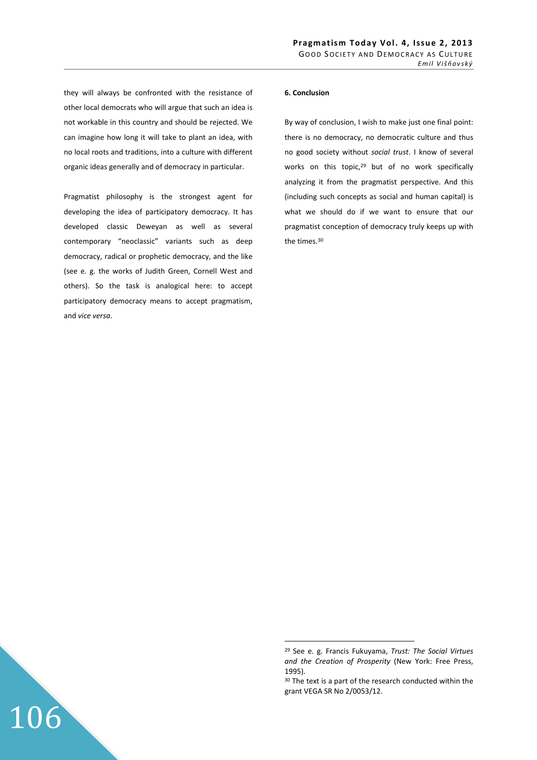they will always be confronted with the resistance of other local democrats who will argue that such an idea is not workable in this country and should be rejected. We can imagine how long it will take to plant an idea, with no local roots and traditions, into a culture with different organic ideas generally and of democracy in particular.

Pragmatist philosophy is the strongest agent for developing the idea of participatory democracy. It has developed classic Deweyan as well as several contemporary "neoclassic" variants such as deep democracy, radical or prophetic democracy, and the like (see e. g. the works of Judith Green, Cornell West and others). So the task is analogical here: to accept participatory democracy means to accept pragmatism, and *vice versa*.

**6. Conclusion**

By way of conclusion, I wish to make just one final point: there is no democracy, no democratic culture and thus no good society without *social trust*. I know of several works on this topic,[29] but of no work specifically analyzing it from the pragmatist perspective. And this (including such concepts as social and human capital) is what we should do if we want to ensure that our pragmatist conception of democracy truly keeps up with the times.[30]

---

[29] See e. g. Francis Fukuyama, *Trust: The Social Virtues and the Creation of Prosperity* (New York: Free Press, 1995).

[30] The text is a part of the research conducted within the grant VEGA SR No 2/0053/12.